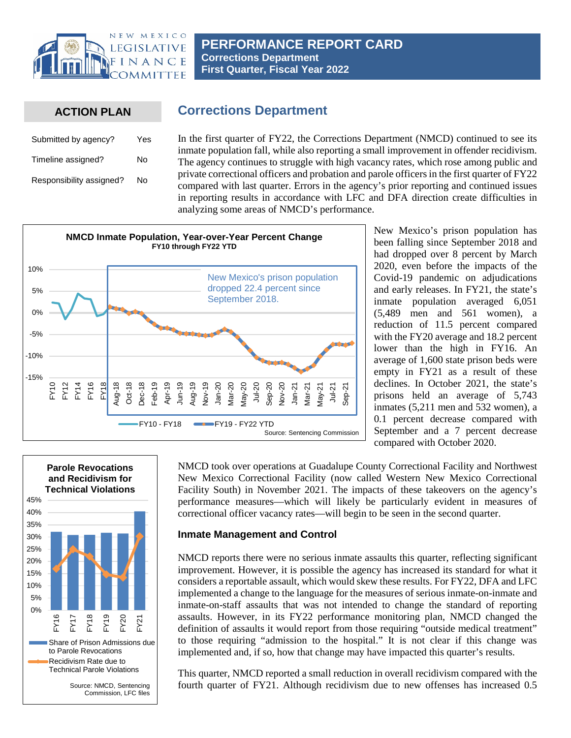# PERFORMANCE REPORT CARD
**Corrections Department**
**First Quarter, Fiscal Year 2022**

## ACTION PLAN

| | |
|---|---|
| Submitted by agency? | Yes |
| Timeline assigned? | No |
| Responsibility assigned? | No |

## Corrections Department

In the first quarter of FY22, the Corrections Department (NMCD) continued to see its inmate population fall, while also reporting a small improvement in offender recidivism. The agency continues to struggle with high vacancy rates, which rose among public and private correctional officers and probation and parole officers in the first quarter of FY22 compared with last quarter. Errors in the agency's prior reporting and continued issues in reporting results in accordance with LFC and DFA direction create difficulties in analyzing some areas of NMCD's performance.

**NMCD Inmate Population, Year-over-Year Percent Change**
**FY10 through FY22 YTD**

New Mexico's prison population dropped 22.4 percent since September 2018.

Source: Sentencing Commission

New Mexico's prison population has been falling since September 2018 and had dropped over 8 percent by March 2020, even before the impacts of the Covid-19 pandemic on adjudications and early releases. In FY21, the state's inmate population averaged 6,051 (5,489 men and 561 women), a reduction of 11.5 percent compared with the FY20 average and 18.2 percent lower than the high in FY16. An average of 1,600 state prison beds were empty in FY21 as a result of these declines. In October 2021, the state's prisons held an average of 5,743 inmates (5,211 men and 532 women), a 0.1 percent decrease compared with September and a 7 percent decrease compared with October 2020.

**Parole Revocations and Recidivism for Technical Violations**

Source: NMCD, Sentencing Commission, LFC files

NMCD took over operations at Guadalupe County Correctional Facility and Northwest New Mexico Correctional Facility (now called Western New Mexico Correctional Facility South) in November 2021. The impacts of these takeovers on the agency's performance measures—which will likely be particularly evident in measures of correctional officer vacancy rates—will begin to be seen in the second quarter.

### Inmate Management and Control

NMCD reports there were no serious inmate assaults this quarter, reflecting significant improvement. However, it is possible the agency has increased its standard for what it considers a reportable assault, which would skew these results. For FY22, DFA and LFC implemented a change to the language for the measures of serious inmate-on-inmate and inmate-on-staff assaults that was not intended to change the standard of reporting assaults. However, in its FY22 performance monitoring plan, NMCD changed the definition of assaults it would report from those requiring "outside medical treatment" to those requiring "admission to the hospital." It is not clear if this change was implemented and, if so, how that change may have impacted this quarter's results.

This quarter, NMCD reported a small reduction in overall recidivism compared with the fourth quarter of FY21. Although recidivism due to new offenses has increased 0.5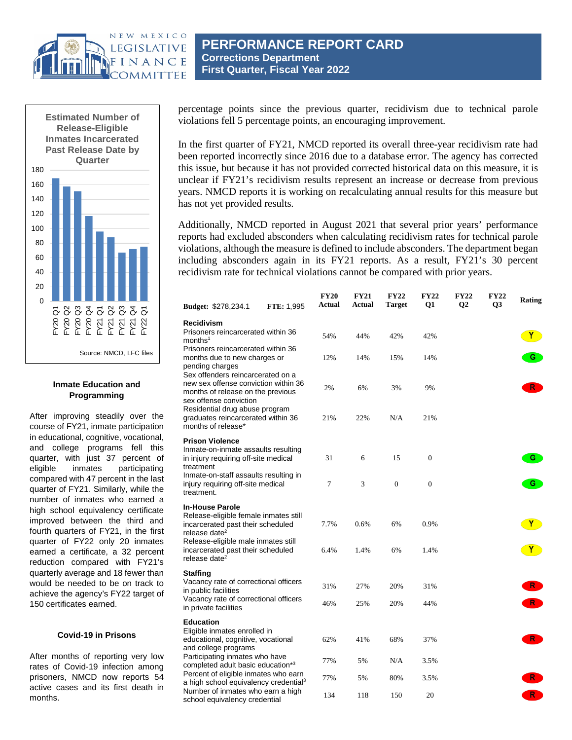# PERFORMANCE REPORT CARD
## Corrections Department
## First Quarter, Fiscal Year 2022

**Estimated Number of Release-Eligible Inmates Incarcerated Past Release Date by Quarter**

| Quarter | Value (approx.) |
|---|---|
| FY20 Q1 | 168 |
| FY20 Q2 | 157 |
| FY20 Q3 | 151 |
| FY20 Q4 | 117 |
| FY21 Q1 | 96 |
| FY21 Q2 | 88 |
| FY21 Q3 | 67 |
| FY21 Q4 | 72 |
| FY22 Q1 | 75 |

Source: NMCD, LFC files

percentage points since the previous quarter, recidivism due to technical parole violations fell 5 percentage points, an encouraging improvement.

In the first quarter of FY21, NMCD reported its overall three-year recidivism rate had been reported incorrectly since 2016 due to a database error. The agency has corrected this issue, but because it has not provided corrected historical data on this measure, it is unclear if FY21's recidivism results represent an increase or decrease from previous years. NMCD reports it is working on recalculating annual results for this measure but has not yet provided results.

Additionally, NMCD reported in August 2021 that several prior years' performance reports had excluded absconders when calculating recidivism rates for technical parole violations, although the measure is defined to include absconders. The department began including absconders again in its FY21 reports. As a result, FY21's 30 percent recidivism rate for technical violations cannot be compared with prior years.

### Inmate Education and Programming

After improving steadily over the course of FY21, inmate participation in educational, cognitive, vocational, and college programs fell this quarter, with just 37 percent of eligible inmates participating compared with 47 percent in the last quarter of FY21. Similarly, while the number of inmates who earned a high school equivalency certificate improved between the third and fourth quarters of FY21, in the first quarter of FY22 only 20 inmates earned a certificate, a 32 percent reduction compared with FY21's quarterly average and 18 fewer than would be needed to be on track to achieve the agency's FY22 target of 150 certificates earned.

### Covid-19 in Prisons

After months of reporting very low rates of Covid-19 infection among prisoners, NMCD now reports 54 active cases and its first death in months.

| **Budget:** $278,234.1 **FTE:** 1,995 | FY20 Actual | FY21 Actual | FY22 Target | FY22 Q1 | FY22 Q2 | FY22 Q3 | Rating |
|---|---|---|---|---|---|---|---|
| **Recidivism** | | | | | | | |
| Prisoners reincarcerated within 36 months[1] | 54% | 44% | 42% | 42% | | | Y |
| Prisoners reincarcerated within 36 months due to new charges or pending charges | 12% | 14% | 15% | 14% | | | G |
| Sex offenders reincarcerated on a new sex offense conviction within 36 months of release on the previous sex offense conviction | 2% | 6% | 3% | 9% | | | R |
| Residential drug abuse program graduates reincarcerated within 36 months of release* | 21% | 22% | N/A | 21% | | | |
| **Prison Violence** | | | | | | | |
| Inmate-on-inmate assaults resulting in injury requiring off-site medical treatment | 31 | 6 | 15 | 0 | | | G |
| Inmate-on-staff assaults resulting in injury requiring off-site medical treatment. | 7 | 3 | 0 | 0 | | | G |
| **In-House Parole** | | | | | | | |
| Release-eligible female inmates still incarcerated past their scheduled release date[2] | 7.7% | 0.6% | 6% | 0.9% | | | Y |
| Release-eligible male inmates still incarcerated past their scheduled release date[2] | 6.4% | 1.4% | 6% | 1.4% | | | Y |
| **Staffing** | | | | | | | |
| Vacancy rate of correctional officers in public facilities | 31% | 27% | 20% | 31% | | | R |
| Vacancy rate of correctional officers in private facilities | 46% | 25% | 20% | 44% | | | R |
| **Education** | | | | | | | |
| Eligible inmates enrolled in educational, cognitive, vocational and college programs | 62% | 41% | 68% | 37% | | | R |
| Participating inmates who have completed adult basic education*[3] | 77% | 5% | N/A | 3.5% | | | |
| Percent of eligible inmates who earn a high school equivalency credential[3] | 77% | 5% | 80% | 3.5% | | | R |
| Number of inmates who earn a high school equivalency credential | 134 | 118 | 150 | 20 | | | R |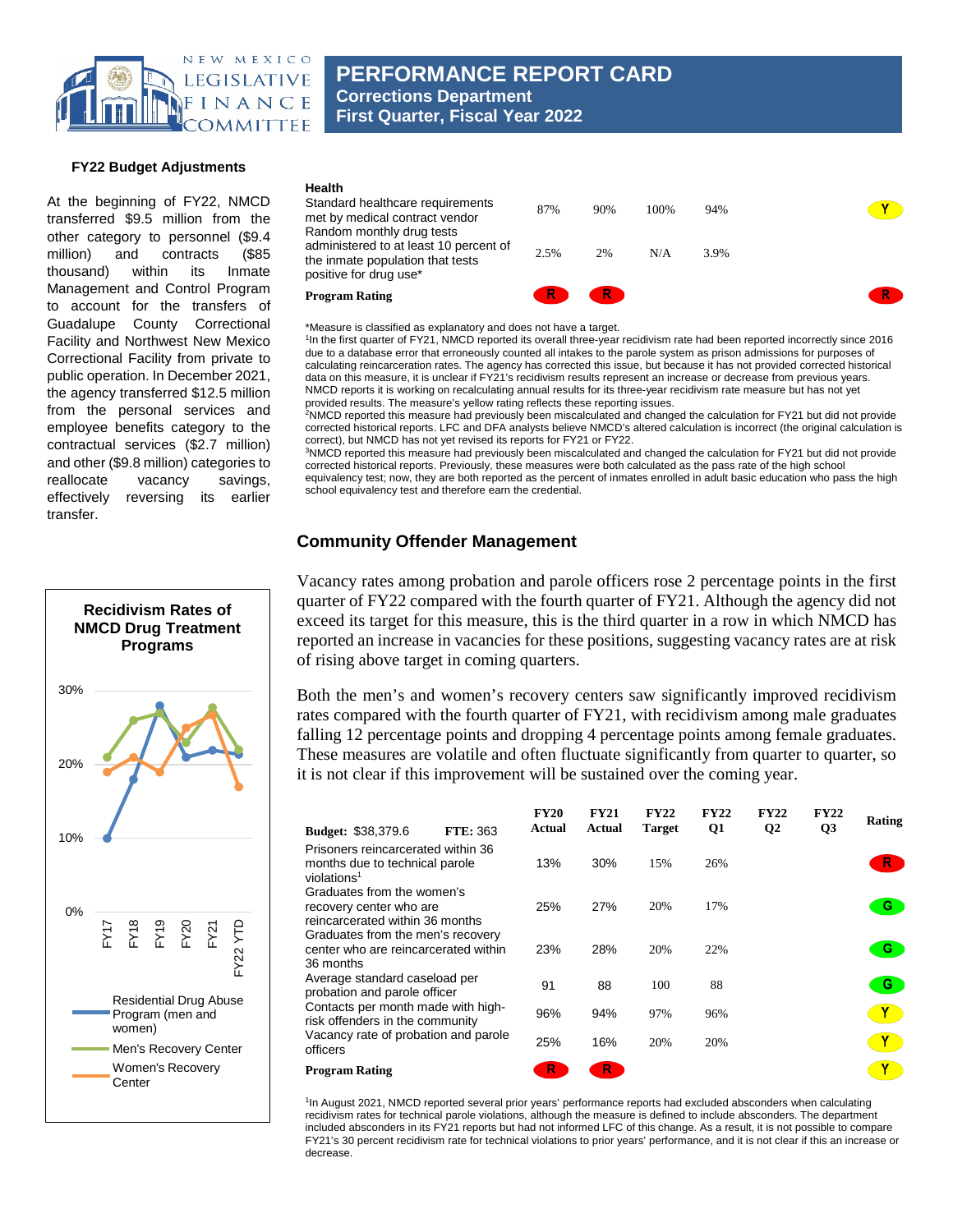# PERFORMANCE REPORT CARD
## Corrections Department
## First Quarter, Fiscal Year 2022

**FY22 Budget Adjustments**

At the beginning of FY22, NMCD transferred $9.5 million from the other category to personnel ($9.4 million) and contracts ($85 thousand) within its Inmate Management and Control Program to account for the transfers of Guadalupe County Correctional Facility and Northwest New Mexico Correctional Facility from private to public operation. In December 2021, the agency transferred $12.5 million from the personal services and employee benefits category to the contractual services ($2.7 million) and other ($9.8 million) categories to reallocate vacancy savings, effectively reversing its earlier transfer.

**Recidivism Rates of NMCD Drug Treatment Programs**

| | FY17 | FY18 | FY19 | FY20 | FY21 | FY22 YTD |
|---|---|---|---|---|---|---|
| Residential Drug Abuse Program (men and women) | 10% | 18% | 28% | 21% | 22% | 21.5% |
| Men's Recovery Center | 21% | 26% | 27% | 23% | 27.5% | 22% |
| Women's Recovery Center | 19% | 21% | 19% | 25% | 27% | 17% |

| Health | FY20 Actual | FY21 Actual | FY22 Target | FY22 Q1 | FY22 Q2 | FY22 Q3 | Rating |
|---|---|---|---|---|---|---|---|
| Standard healthcare requirements met by medical contract vendor | 87% | 90% | 100% | 94% | | | Y |
| Random monthly drug tests administered to at least 10 percent of the inmate population that tests positive for drug use* | 2.5% | 2% | N/A | 3.9% | | | |
| **Program Rating** | R | R | | | | | R |

*Measure is classified as explanatory and does not have a target.

[1]In the first quarter of FY21, NMCD reported its overall three-year recidivism rate had been reported incorrectly since 2016 due to a database error that erroneously counted all intakes to the parole system as prison admissions for purposes of calculating reincarceration rates. The agency has corrected this issue, but because it has not provided corrected historical data on this measure, it is unclear if FY21's recidivism results represent an increase or decrease from previous years. NMCD reports it is working on recalculating annual results for its three-year recidivism rate measure but has not yet provided results. The measure's yellow rating reflects these reporting issues.

[2]NMCD reported this measure had previously been miscalculated and changed the calculation for FY21 but did not provide corrected historical reports. LFC and DFA analysts believe NMCD's altered calculation is incorrect (the original calculation is correct), but NMCD has not yet revised its reports for FY21 or FY22.

[3]NMCD reported this measure had previously been miscalculated and changed the calculation for FY21 but did not provide corrected historical reports. Previously, these measures were both calculated as the pass rate of the high school equivalency test; now, they are both reported as the percent of inmates enrolled in adult basic education who pass the high school equivalency test and therefore earn the credential.

## Community Offender Management

Vacancy rates among probation and parole officers rose 2 percentage points in the first quarter of FY22 compared with the fourth quarter of FY21. Although the agency did not exceed its target for this measure, this is the third quarter in a row in which NMCD has reported an increase in vacancies for these positions, suggesting vacancy rates are at risk of rising above target in coming quarters.

Both the men's and women's recovery centers saw significantly improved recidivism rates compared with the fourth quarter of FY21, with recidivism among male graduates falling 12 percentage points and dropping 4 percentage points among female graduates. These measures are volatile and often fluctuate significantly from quarter to quarter, so it is not clear if this improvement will be sustained over the coming year.

| **Budget:** $38,379.6 **FTE:** 363 | FY20 Actual | FY21 Actual | FY22 Target | FY22 Q1 | FY22 Q2 | FY22 Q3 | Rating |
|---|---|---|---|---|---|---|---|
| Prisoners reincarcerated within 36 months due to technical parole violations[1] | 13% | 30% | 15% | 26% | | | R |
| Graduates from the women's recovery center who are reincarcerated within 36 months | 25% | 27% | 20% | 17% | | | G |
| Graduates from the men's recovery center who are reincarcerated within 36 months | 23% | 28% | 20% | 22% | | | G |
| Average standard caseload per probation and parole officer | 91 | 88 | 100 | 88 | | | G |
| Contacts per month made with high-risk offenders in the community | 96% | 94% | 97% | 96% | | | Y |
| Vacancy rate of probation and parole officers | 25% | 16% | 20% | 20% | | | Y |
| **Program Rating** | R | R | | | | | Y |

[1]In August 2021, NMCD reported several prior years' performance reports had excluded absconders when calculating recidivism rates for technical parole violations, although the measure is defined to include absconders. The department included absconders in its FY21 reports but had not informed LFC of this change. As a result, it is not possible to compare FY21's 30 percent recidivism rate for technical violations to prior years' performance, and it is not clear if this an increase or decrease.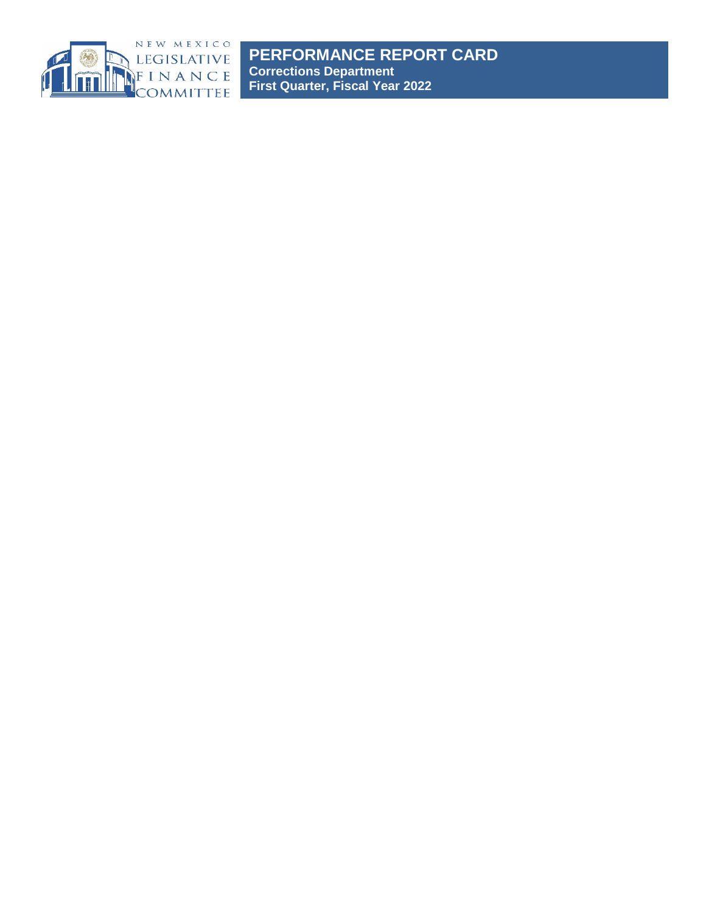NEW MEXICO LEGISLATIVE FINANCE COMMITTEE

# PERFORMANCE REPORT CARD

**Corrections Department**

**First Quarter, Fiscal Year 2022**